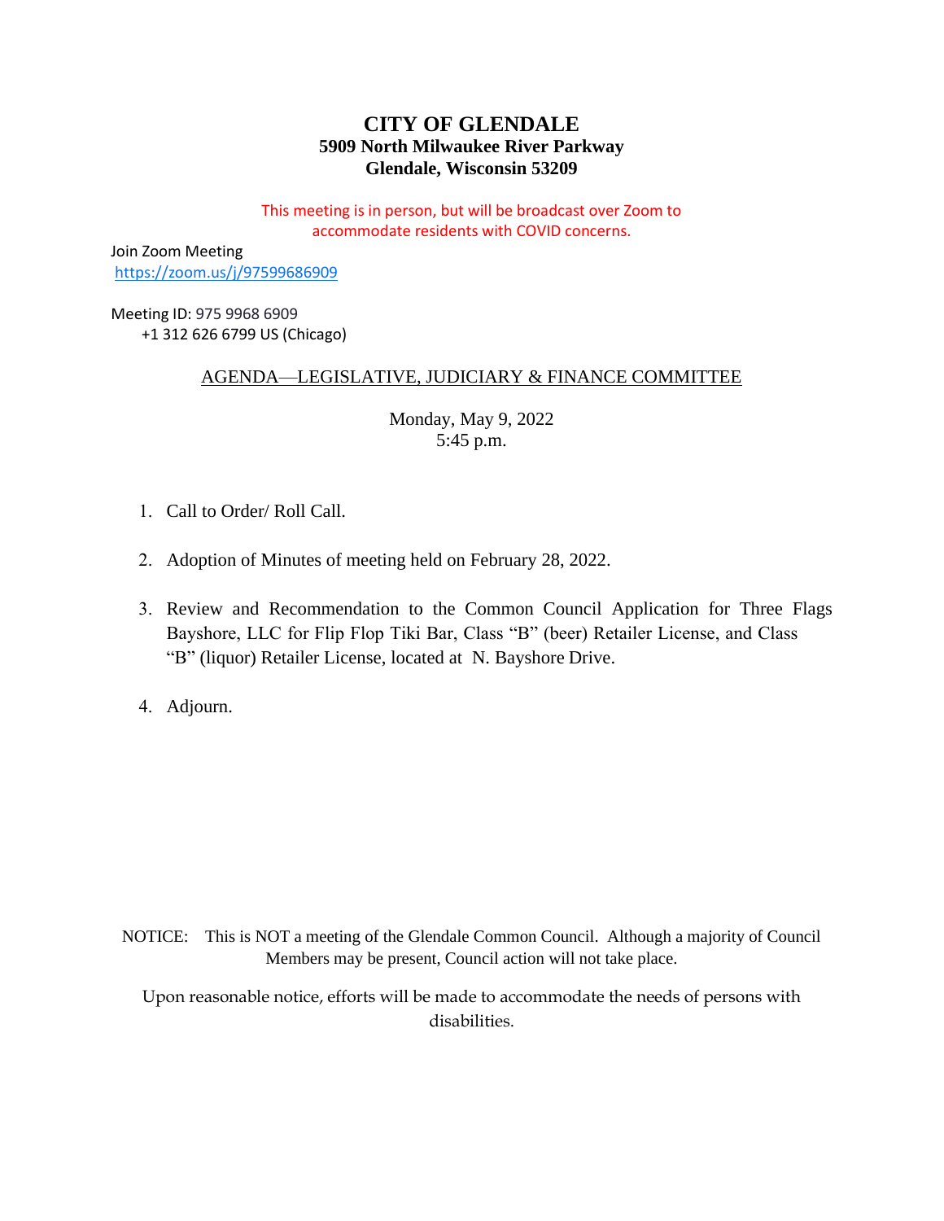# CITY OF GLENDALE

**5909 North Milwaukee River Parkway**
**Glendale, Wisconsin 53209**

This meeting is in person, but will be broadcast over Zoom to accommodate residents with COVID concerns.

Join Zoom Meeting
https://zoom.us/j/97599686909

Meeting ID: 975 9968 6909
+1 312 626 6799 US (Chicago)

## AGENDA—LEGISLATIVE, JUDICIARY & FINANCE COMMITTEE

Monday, May 9, 2022
5:45 p.m.

1. Call to Order/ Roll Call.

2. Adoption of Minutes of meeting held on February 28, 2022.

3. Review and Recommendation to the Common Council Application for Three Flags Bayshore, LLC for Flip Flop Tiki Bar, Class "B" (beer) Retailer License, and Class "B" (liquor) Retailer License, located at N. Bayshore Drive.

4. Adjourn.

NOTICE: This is NOT a meeting of the Glendale Common Council. Although a majority of Council Members may be present, Council action will not take place.

Upon reasonable notice, efforts will be made to accommodate the needs of persons with disabilities.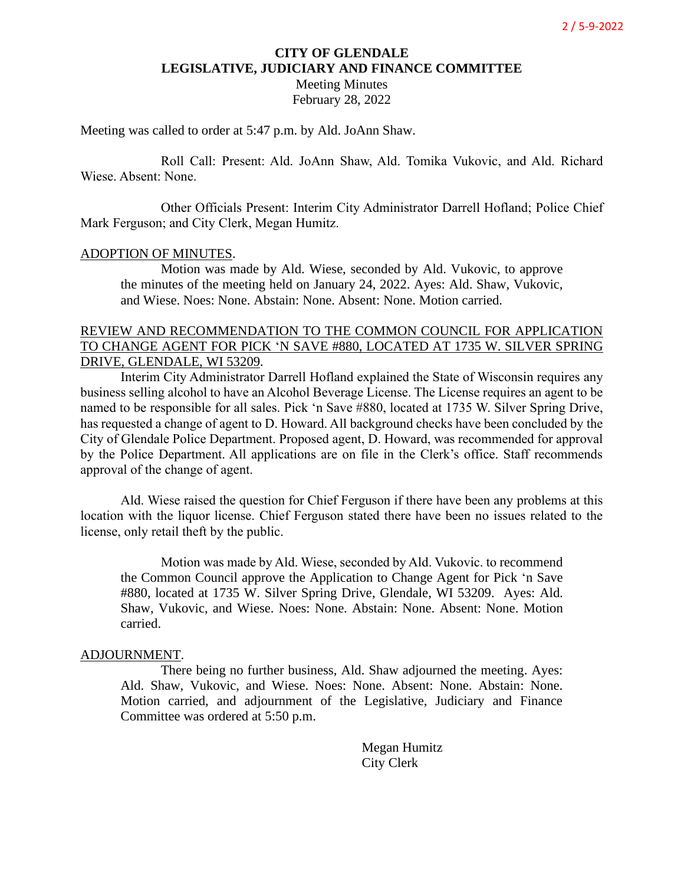**CITY OF GLENDALE**
**LEGISLATIVE, JUDICIARY AND FINANCE COMMITTEE**

Meeting Minutes
February 28, 2022

Meeting was called to order at 5:47 p.m. by Ald. JoAnn Shaw.

Roll Call: Present: Ald. JoAnn Shaw, Ald. Tomika Vukovic, and Ald. Richard Wiese. Absent: None.

Other Officials Present: Interim City Administrator Darrell Hofland; Police Chief Mark Ferguson; and City Clerk, Megan Humitz.

ADOPTION OF MINUTES.

Motion was made by Ald. Wiese, seconded by Ald. Vukovic, to approve the minutes of the meeting held on January 24, 2022. Ayes: Ald. Shaw, Vukovic, and Wiese. Noes: None. Abstain: None. Absent: None. Motion carried.

REVIEW AND RECOMMENDATION TO THE COMMON COUNCIL FOR APPLICATION TO CHANGE AGENT FOR PICK 'N SAVE #880, LOCATED AT 1735 W. SILVER SPRING DRIVE, GLENDALE, WI 53209.

Interim City Administrator Darrell Hofland explained the State of Wisconsin requires any business selling alcohol to have an Alcohol Beverage License. The License requires an agent to be named to be responsible for all sales. Pick 'n Save #880, located at 1735 W. Silver Spring Drive, has requested a change of agent to D. Howard. All background checks have been concluded by the City of Glendale Police Department. Proposed agent, D. Howard, was recommended for approval by the Police Department. All applications are on file in the Clerk's office. Staff recommends approval of the change of agent.

Ald. Wiese raised the question for Chief Ferguson if there have been any problems at this location with the liquor license. Chief Ferguson stated there have been no issues related to the license, only retail theft by the public.

Motion was made by Ald. Wiese, seconded by Ald. Vukovic. to recommend the Common Council approve the Application to Change Agent for Pick 'n Save #880, located at 1735 W. Silver Spring Drive, Glendale, WI 53209. Ayes: Ald. Shaw, Vukovic, and Wiese. Noes: None. Abstain: None. Absent: None. Motion carried.

ADJOURNMENT.

There being no further business, Ald. Shaw adjourned the meeting. Ayes: Ald. Shaw, Vukovic, and Wiese. Noes: None. Absent: None. Abstain: None. Motion carried, and adjournment of the Legislative, Judiciary and Finance Committee was ordered at 5:50 p.m.

Megan Humitz
City Clerk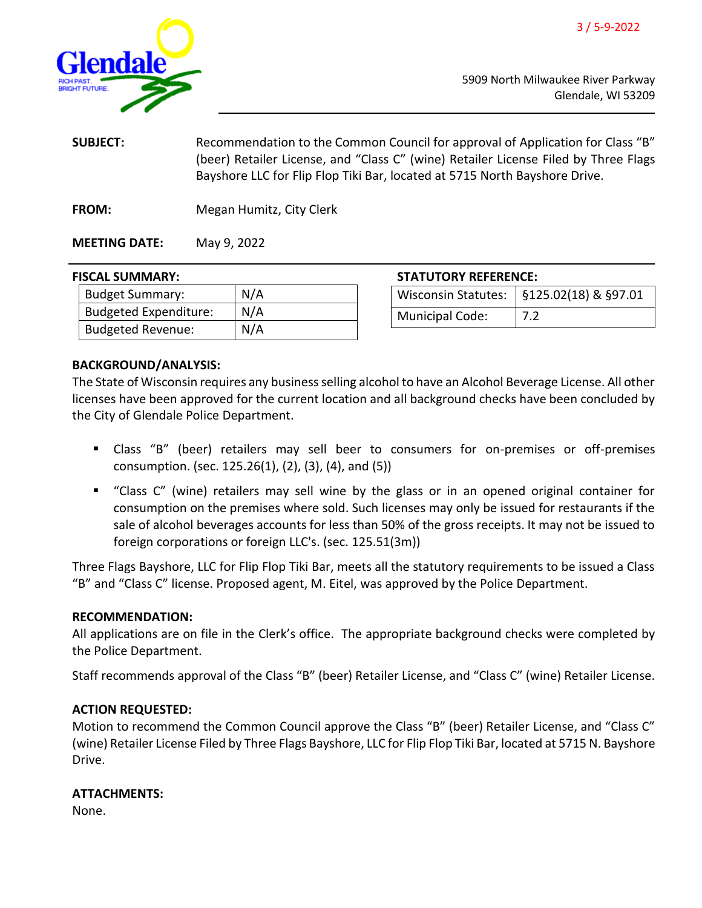5909 North Milwaukee River Parkway
Glendale, WI 53209

**SUBJECT:** Recommendation to the Common Council for approval of Application for Class "B" (beer) Retailer License, and "Class C" (wine) Retailer License Filed by Three Flags Bayshore LLC for Flip Flop Tiki Bar, located at 5715 North Bayshore Drive.

**FROM:** Megan Humitz, City Clerk

**MEETING DATE:** May 9, 2022

**FISCAL SUMMARY:**

| | |
|---|---|
| Budget Summary: | N/A |
| Budgeted Expenditure: | N/A |
| Budgeted Revenue: | N/A |

**STATUTORY REFERENCE:**

| | |
|---|---|
| Wisconsin Statutes: | §125.02(18) & §97.01 |
| Municipal Code: | 7.2 |

**BACKGROUND/ANALYSIS:**

The State of Wisconsin requires any business selling alcohol to have an Alcohol Beverage License. All other licenses have been approved for the current location and all background checks have been concluded by the City of Glendale Police Department.

- Class "B" (beer) retailers may sell beer to consumers for on-premises or off-premises consumption. (sec. 125.26(1), (2), (3), (4), and (5))
- "Class C" (wine) retailers may sell wine by the glass or in an opened original container for consumption on the premises where sold. Such licenses may only be issued for restaurants if the sale of alcohol beverages accounts for less than 50% of the gross receipts. It may not be issued to foreign corporations or foreign LLC's. (sec. 125.51(3m))

Three Flags Bayshore, LLC for Flip Flop Tiki Bar, meets all the statutory requirements to be issued a Class "B" and "Class C" license. Proposed agent, M. Eitel, was approved by the Police Department.

**RECOMMENDATION:**

All applications are on file in the Clerk's office. The appropriate background checks were completed by the Police Department.

Staff recommends approval of the Class "B" (beer) Retailer License, and "Class C" (wine) Retailer License.

**ACTION REQUESTED:**

Motion to recommend the Common Council approve the Class "B" (beer) Retailer License, and "Class C" (wine) Retailer License Filed by Three Flags Bayshore, LLC for Flip Flop Tiki Bar, located at 5715 N. Bayshore Drive.

**ATTACHMENTS:**

None.